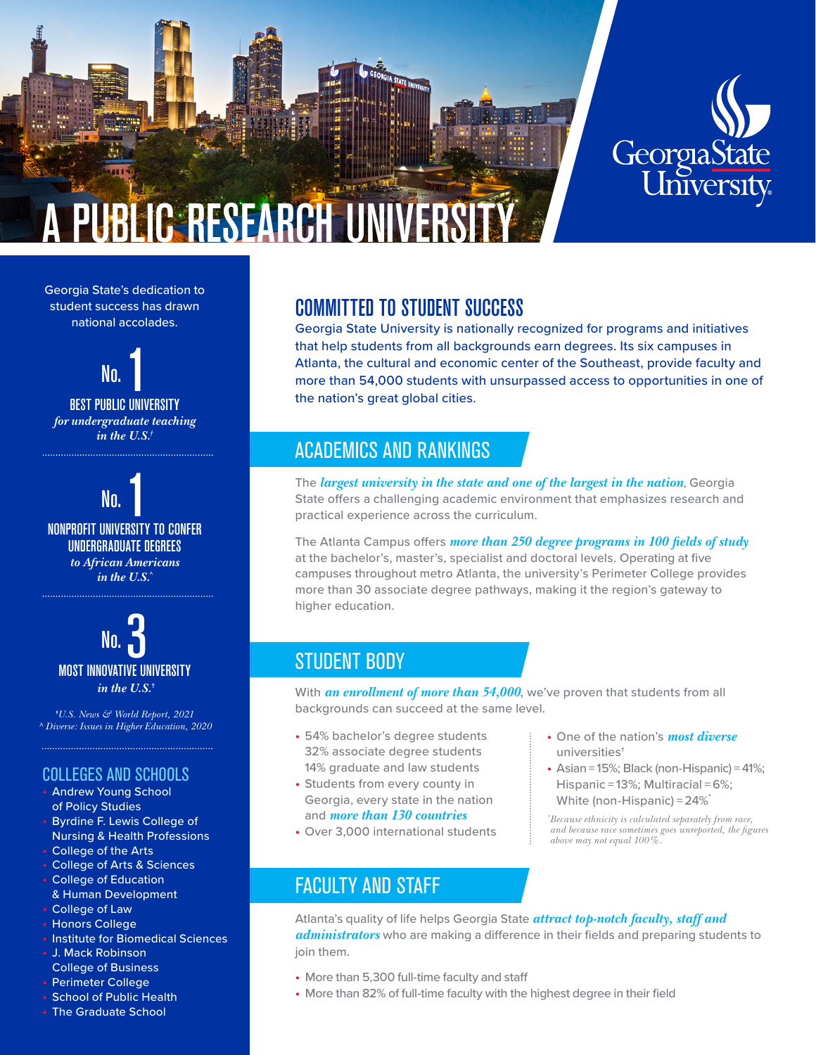# A PUBLIC RESEARCH UNIVERSITY

Georgia State University

Georgia State's dedication to student success has drawn national accolades.

**No. 1**
BEST PUBLIC UNIVERSITY
*for undergraduate teaching in the U.S.*†

**No. 1**
NONPROFIT UNIVERSITY TO CONFER UNDERGRADUATE DEGREES
*to African Americans in the U.S.*^

**No. 3**
MOST INNOVATIVE UNIVERSITY
*in the U.S.*†

*†U.S. News & World Report, 2021*
*^ Diverse: Issues in Higher Education, 2020*

## COLLEGES AND SCHOOLS

- Andrew Young School of Policy Studies
- Byrdine F. Lewis College of Nursing & Health Professions
- College of the Arts
- College of Arts & Sciences
- College of Education & Human Development
- College of Law
- Honors College
- Institute for Biomedical Sciences
- J. Mack Robinson College of Business
- Perimeter College
- School of Public Health
- The Graduate School

## COMMITTED TO STUDENT SUCCESS

Georgia State University is nationally recognized for programs and initiatives that help students from all backgrounds earn degrees. Its six campuses in Atlanta, the cultural and economic center of the Southeast, provide faculty and more than 54,000 students with unsurpassed access to opportunities in one of the nation's great global cities.

## ACADEMICS AND RANKINGS

The ***largest university in the state and one of the largest in the nation***, Georgia State offers a challenging academic environment that emphasizes research and practical experience across the curriculum.

The Atlanta Campus offers ***more than 250 degree programs in 100 fields of study*** at the bachelor's, master's, specialist and doctoral levels. Operating at five campuses throughout metro Atlanta, the university's Perimeter College provides more than 30 associate degree pathways, making it the region's gateway to higher education.

## STUDENT BODY

With ***an enrollment of more than 54,000***, we've proven that students from all backgrounds can succeed at the same level.

- 54% bachelor's degree students
  32% associate degree students
  14% graduate and law students
- Students from every county in Georgia, every state in the nation and ***more than 130 countries***
- Over 3,000 international students
- One of the nation's ***most diverse*** universities†
- Asian = 15%; Black (non-Hispanic) = 41%; Hispanic = 13%; Multiracial = 6%; White (non-Hispanic) = 24%*

*\*Because ethnicity is calculated separately from race, and because race sometimes goes unreported, the figures above may not equal 100%.*

## FACULTY AND STAFF

Atlanta's quality of life helps Georgia State ***attract top-notch faculty, staff and administrators*** who are making a difference in their fields and preparing students to join them.

- More than 5,300 full-time faculty and staff
- More than 82% of full-time faculty with the highest degree in their field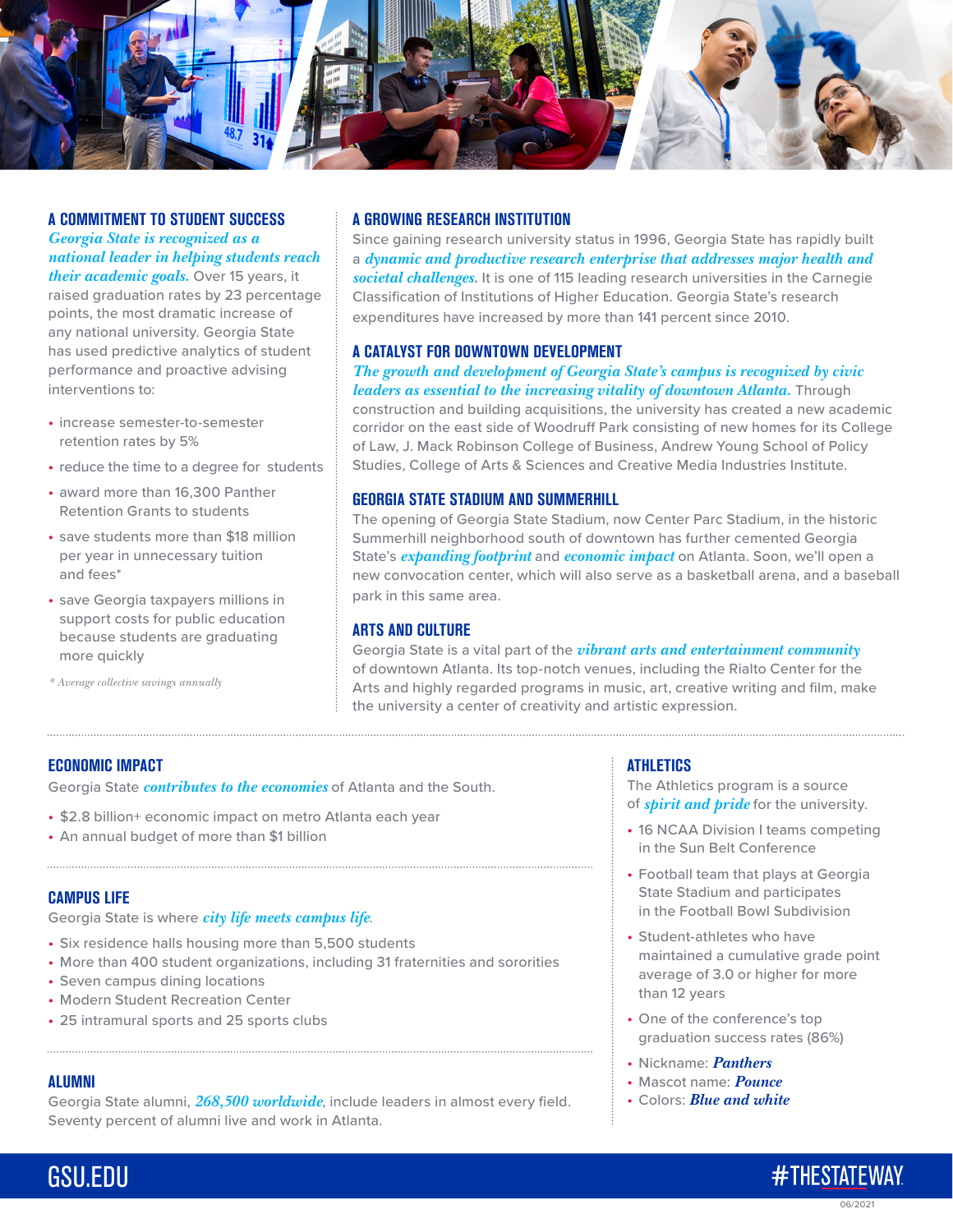## A COMMITMENT TO STUDENT SUCCESS

*Georgia State is recognized as a national leader in helping students reach their academic goals.* Over 15 years, it raised graduation rates by 23 percentage points, the most dramatic increase of any national university. Georgia State has used predictive analytics of student performance and proactive advising interventions to:

- increase semester-to-semester retention rates by 5%
- reduce the time to a degree for students
- award more than 16,300 Panther Retention Grants to students
- save students more than $18 million per year in unnecessary tuition and fees*
- save Georgia taxpayers millions in support costs for public education because students are graduating more quickly

*\* Average collective savings annually*

## A GROWING RESEARCH INSTITUTION

Since gaining research university status in 1996, Georgia State has rapidly built a *dynamic and productive research enterprise that addresses major health and societal challenges.* It is one of 115 leading research universities in the Carnegie Classification of Institutions of Higher Education. Georgia State's research expenditures have increased by more than 141 percent since 2010.

## A CATALYST FOR DOWNTOWN DEVELOPMENT

*The growth and development of Georgia State's campus is recognized by civic leaders as essential to the increasing vitality of downtown Atlanta.* Through construction and building acquisitions, the university has created a new academic corridor on the east side of Woodruff Park consisting of new homes for its College of Law, J. Mack Robinson College of Business, Andrew Young School of Policy Studies, College of Arts & Sciences and Creative Media Industries Institute.

## GEORGIA STATE STADIUM AND SUMMERHILL

The opening of Georgia State Stadium, now Center Parc Stadium, in the historic Summerhill neighborhood south of downtown has further cemented Georgia State's *expanding footprint* and *economic impact* on Atlanta. Soon, we'll open a new convocation center, which will also serve as a basketball arena, and a baseball park in this same area.

## ARTS AND CULTURE

Georgia State is a vital part of the *vibrant arts and entertainment community* of downtown Atlanta. Its top-notch venues, including the Rialto Center for the Arts and highly regarded programs in music, art, creative writing and film, make the university a center of creativity and artistic expression.

## ECONOMIC IMPACT

Georgia State *contributes to the economies* of Atlanta and the South.

- $2.8 billion+ economic impact on metro Atlanta each year
- An annual budget of more than $1 billion

## CAMPUS LIFE

Georgia State is where *city life meets campus life.*

- Six residence halls housing more than 5,500 students
- More than 400 student organizations, including 31 fraternities and sororities
- Seven campus dining locations
- Modern Student Recreation Center
- 25 intramural sports and 25 sports clubs

## ALUMNI

Georgia State alumni, *268,500 worldwide*, include leaders in almost every field. Seventy percent of alumni live and work in Atlanta.

## ATHLETICS

The Athletics program is a source of *spirit and pride* for the university.

- 16 NCAA Division I teams competing in the Sun Belt Conference
- Football team that plays at Georgia State Stadium and participates in the Football Bowl Subdivision
- Student-athletes who have maintained a cumulative grade point average of 3.0 or higher for more than 12 years
- One of the conference's top graduation success rates (86%)
- Nickname: ***Panthers***
- Mascot name: ***Pounce***
- Colors: ***Blue and white***

GSU.EDU

#THESTATEWAY

06/2021